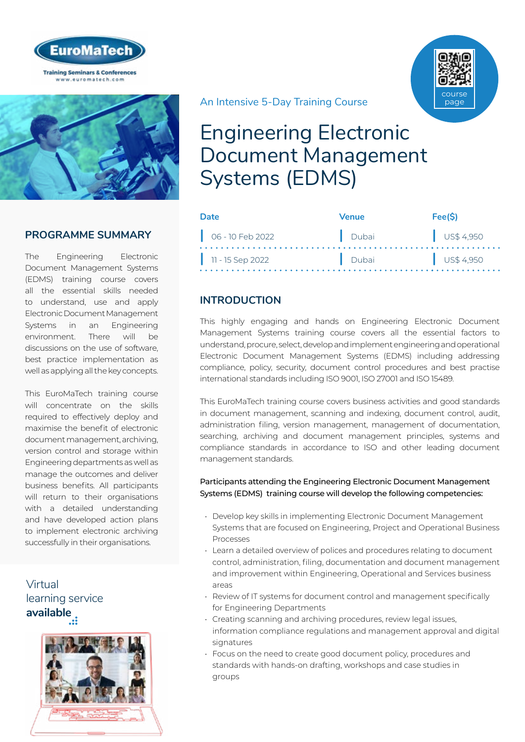EuroMaTech

Training Seminars & Conferences
www.euromatech.com

An Intensive 5-Day Training Course

course page

# Engineering Electronic Document Management Systems (EDMS)

| Date | Venue | Fee($) |
|---|---|---|
| 06 - 10 Feb 2022 | Dubai | US$ 4,950 |
| 11 - 15 Sep 2022 | Dubai | US$ 4,950 |

## PROGRAMME SUMMARY

The Engineering Electronic Document Management Systems (EDMS) training course covers all the essential skills needed to understand, use and apply Electronic Document Management Systems in an Engineering environment. There will be discussions on the use of software, best practice implementation as well as applying all the key concepts.

This EuroMaTech training course will concentrate on the skills required to effectively deploy and maximise the benefit of electronic document management, archiving, version control and storage within Engineering departments as well as manage the outcomes and deliver business benefits. All participants will return to their organisations with a detailed understanding and have developed action plans to implement electronic archiving successfully in their organisations.

Virtual learning service **available**

## INTRODUCTION

This highly engaging and hands on Engineering Electronic Document Management Systems training course covers all the essential factors to understand, procure, select, develop and implement engineering and operational Electronic Document Management Systems (EDMS) including addressing compliance, policy, security, document control procedures and best practise international standards including ISO 9001, ISO 27001 and ISO 15489.

This EuroMaTech training course covers business activities and good standards in document management, scanning and indexing, document control, audit, administration filing, version management, management of documentation, searching, archiving and document management principles, systems and compliance standards in accordance to ISO and other leading document management standards.

**Participants attending the Engineering Electronic Document Management Systems (EDMS) training course will develop the following competencies:**

- Develop key skills in implementing Electronic Document Management Systems that are focused on Engineering, Project and Operational Business Processes
- Learn a detailed overview of polices and procedures relating to document control, administration, filing, documentation and document management and improvement within Engineering, Operational and Services business areas
- Review of IT systems for document control and management specifically for Engineering Departments
- Creating scanning and archiving procedures, review legal issues, information compliance regulations and management approval and digital signatures
- Focus on the need to create good document policy, procedures and standards with hands-on drafting, workshops and case studies in groups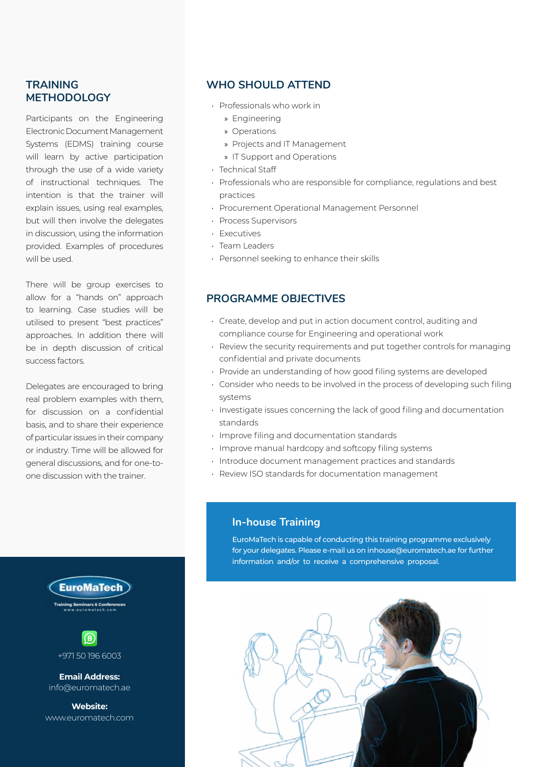## TRAINING METHODOLOGY

Participants on the Engineering Electronic Document Management Systems (EDMS) training course will learn by active participation through the use of a wide variety of instructional techniques. The intention is that the trainer will explain issues, using real examples, but will then involve the delegates in discussion, using the information provided. Examples of procedures will be used.

There will be group exercises to allow for a "hands on" approach to learning. Case studies will be utilised to present "best practices" approaches. In addition there will be in depth discussion of critical success factors.

Delegates are encouraged to bring real problem examples with them, for discussion on a confidential basis, and to share their experience of particular issues in their company or industry. Time will be allowed for general discussions, and for one-to-one discussion with the trainer.

EuroMaTech
Training Seminars & Conferences
www.euromatech.com

+971 50 196 6003

**Email Address:**
info@euromatech.ae

**Website:**
www.euromatech.com

## WHO SHOULD ATTEND

- Professionals who work in
  - Engineering
  - Operations
  - Projects and IT Management
  - IT Support and Operations
- Technical Staff
- Professionals who are responsible for compliance, regulations and best practices
- Procurement Operational Management Personnel
- Process Supervisors
- Executives
- Team Leaders
- Personnel seeking to enhance their skills

## PROGRAMME OBJECTIVES

- Create, develop and put in action document control, auditing and compliance course for Engineering and operational work
- Review the security requirements and put together controls for managing confidential and private documents
- Provide an understanding of how good filing systems are developed
- Consider who needs to be involved in the process of developing such filing systems
- Investigate issues concerning the lack of good filing and documentation standards
- Improve filing and documentation standards
- Improve manual hardcopy and softcopy filing systems
- Introduce document management practices and standards
- Review ISO standards for documentation management

### In-house Training

EuroMaTech is capable of conducting this training programme exclusively for your delegates. Please e-mail us on inhouse@euromatech.ae for further information and/or to receive a comprehensive proposal.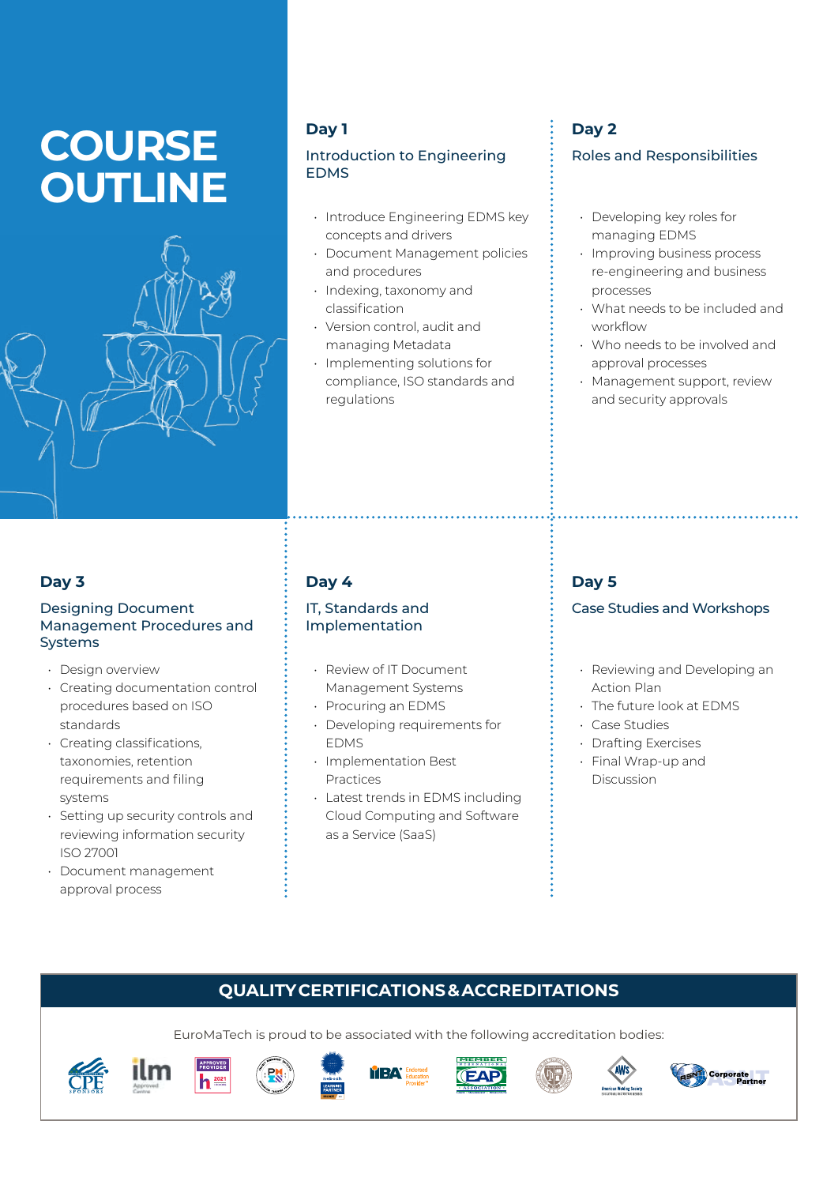# COURSE OUTLINE

## Day 1

### Introduction to Engineering EDMS

- Introduce Engineering EDMS key concepts and drivers
- Document Management policies and procedures
- Indexing, taxonomy and classification
- Version control, audit and managing Metadata
- Implementing solutions for compliance, ISO standards and regulations

## Day 2

### Roles and Responsibilities

- Developing key roles for managing EDMS
- Improving business process re-engineering and business processes
- What needs to be included and workflow
- Who needs to be involved and approval processes
- Management support, review and security approvals

## Day 3

### Designing Document Management Procedures and Systems

- Design overview
- Creating documentation control procedures based on ISO standards
- Creating classifications, taxonomies, retention requirements and filing systems
- Setting up security controls and reviewing information security ISO 27001
- Document management approval process

## Day 4

### IT, Standards and Implementation

- Review of IT Document Management Systems
- Procuring an EDMS
- Developing requirements for EDMS
- Implementation Best Practices
- Latest trends in EDMS including Cloud Computing and Software as a Service (SaaS)

## Day 5

### Case Studies and Workshops

- Reviewing and Developing an Action Plan
- The future look at EDMS
- Case Studies
- Drafting Exercises
- Final Wrap-up and Discussion

## QUALITY CERTIFICATIONS & ACCREDITATIONS

EuroMaTech is proud to be associated with the following accreditation bodies: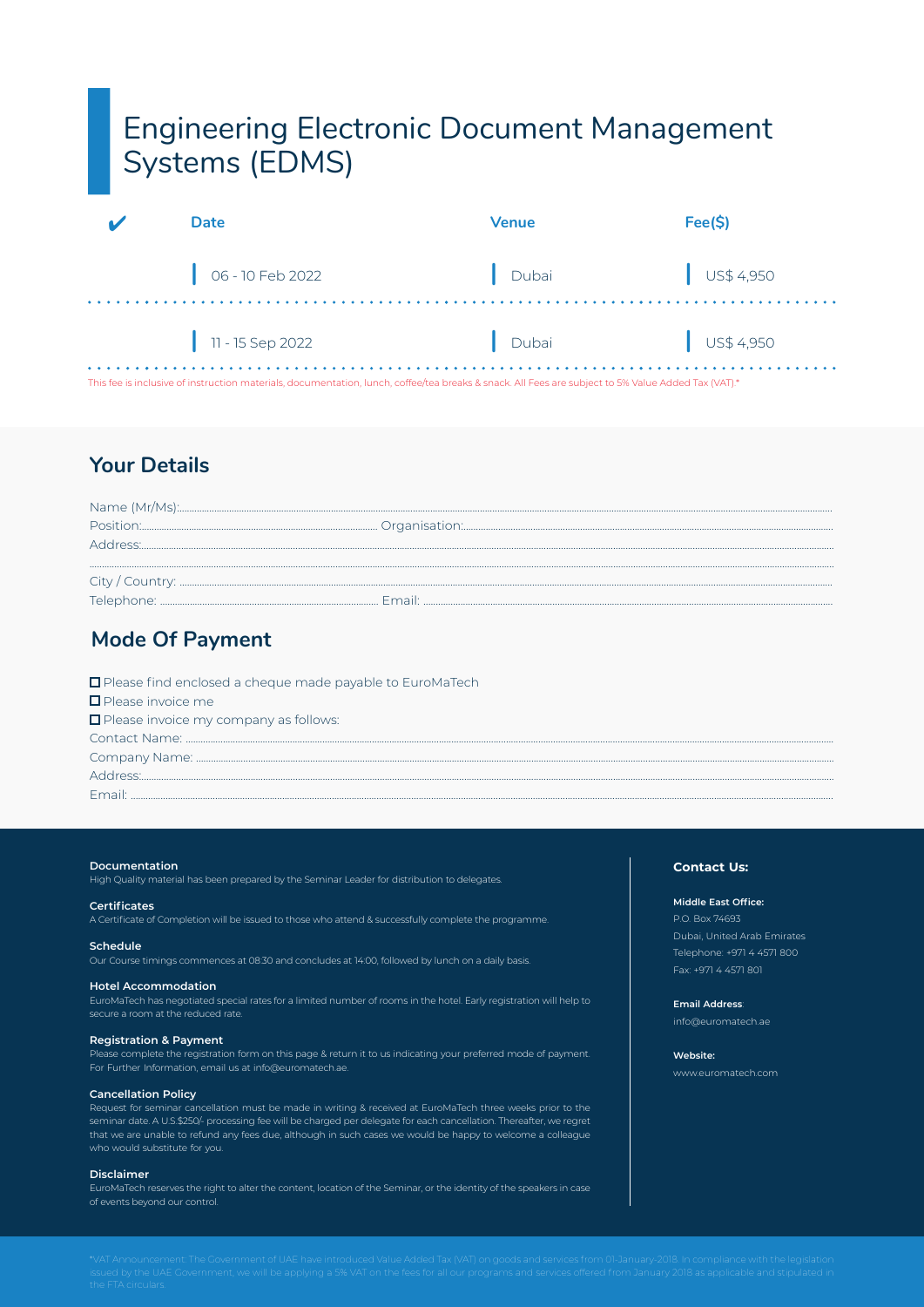# Engineering Electronic Document Management Systems (EDMS)

| ✔ | Date | Venue | Fee($) |
|---|---|---|---|
| | 06 - 10 Feb 2022 | Dubai | US$ 4,950 |
| | 11 - 15 Sep 2022 | Dubai | US$ 4,950 |

This fee is inclusive of instruction materials, documentation, lunch, coffee/tea breaks & snack. All Fees are subject to 5% Value Added Tax (VAT).*

## Your Details

Name (Mr/Ms):..........................................................................

Position:.................................... Organisation:..........................................

Address:..........................................................................

..........................................................................

City / Country: ..........................................................................

Telephone: .................................... Email: ..........................................

## Mode Of Payment

☐ Please find enclosed a cheque made payable to EuroMaTech

☐ Please invoice me

☐ Please invoice my company as follows:

Contact Name: ..........................................................................

Company Name: ..........................................................................

Address:..........................................................................

Email: ..........................................................................

**Documentation**
High Quality material has been prepared by the Seminar Leader for distribution to delegates.

**Certificates**
A Certificate of Completion will be issued to those who attend & successfully complete the programme.

**Schedule**
Our Course timings commences at 08:30 and concludes at 14:00, followed by lunch on a daily basis.

**Hotel Accommodation**
EuroMaTech has negotiated special rates for a limited number of rooms in the hotel. Early registration will help to secure a room at the reduced rate.

**Registration & Payment**
Please complete the registration form on this page & return it to us indicating your preferred mode of payment. For Further Information, email us at info@euromatech.ae.

**Cancellation Policy**
Request for seminar cancellation must be made in writing & received at EuroMaTech three weeks prior to the seminar date. A U.S.$250/- processing fee will be charged per delegate for each cancellation. Thereafter, we regret that we are unable to refund any fees due, although in such cases we would be happy to welcome a colleague who would substitute for you.

**Disclaimer**
EuroMaTech reserves the right to alter the content, location of the Seminar, or the identity of the speakers in case of events beyond our control.

**Contact Us:**

**Middle East Office:**
P.O. Box 74693
Dubai, United Arab Emirates
Telephone: +971 4 4571 800
Fax: +971 4 4571 801

**Email Address**:
info@euromatech.ae

**Website:**
www.euromatech.com

*VAT Announcement: The Government of UAE have introduced Value Added Tax (VAT) on goods and services from 01-January-2018. In compliance with the legislation issued by the UAE Government, we will be applying a 5% VAT on the fees for all our programs and services offered from January 2018 as applicable and stipulated in the FTA circulars.